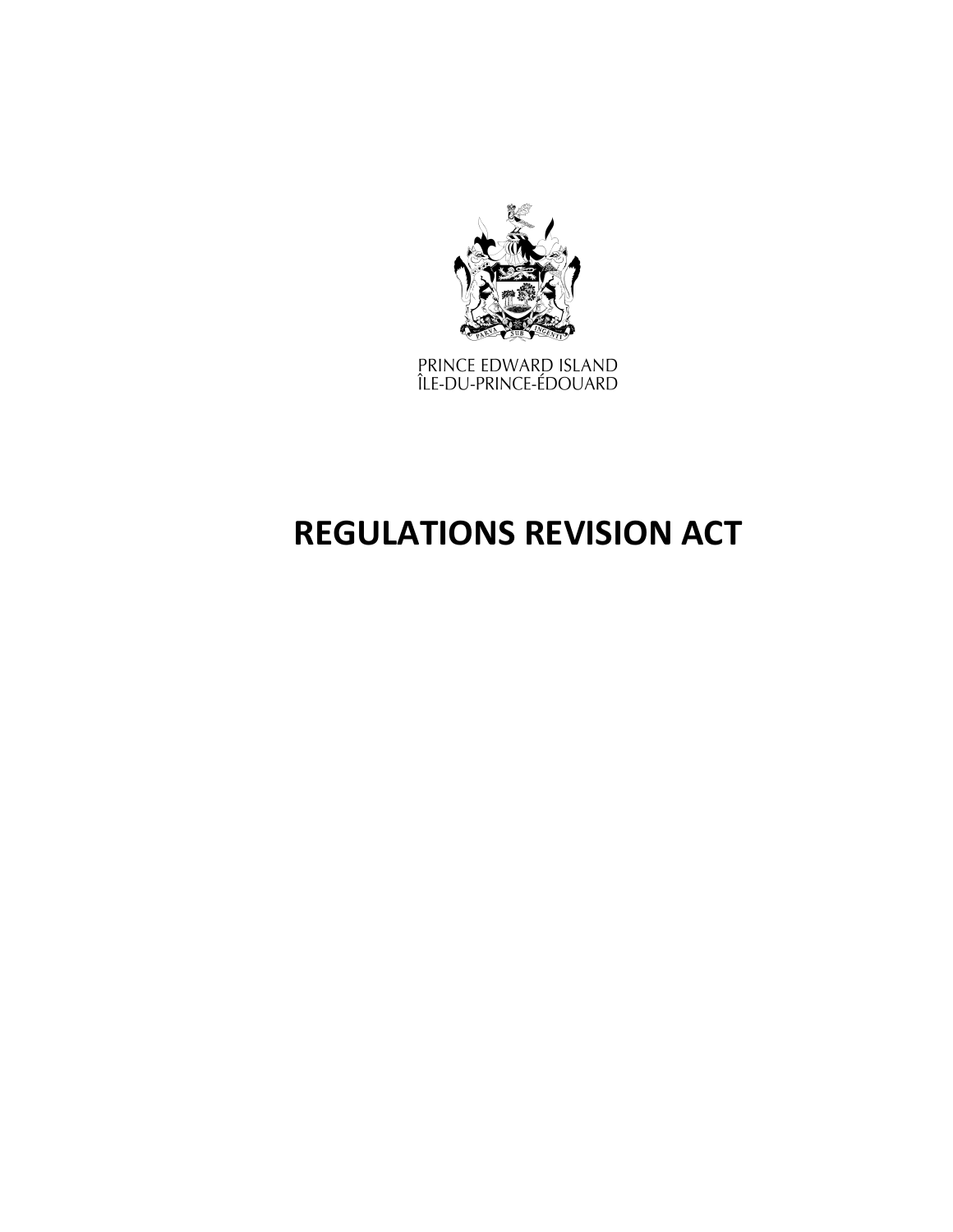PRINCE EDWARD ISLAND
ÎLE-DU-PRINCE-ÉDOUARD

# REGULATIONS REVISION ACT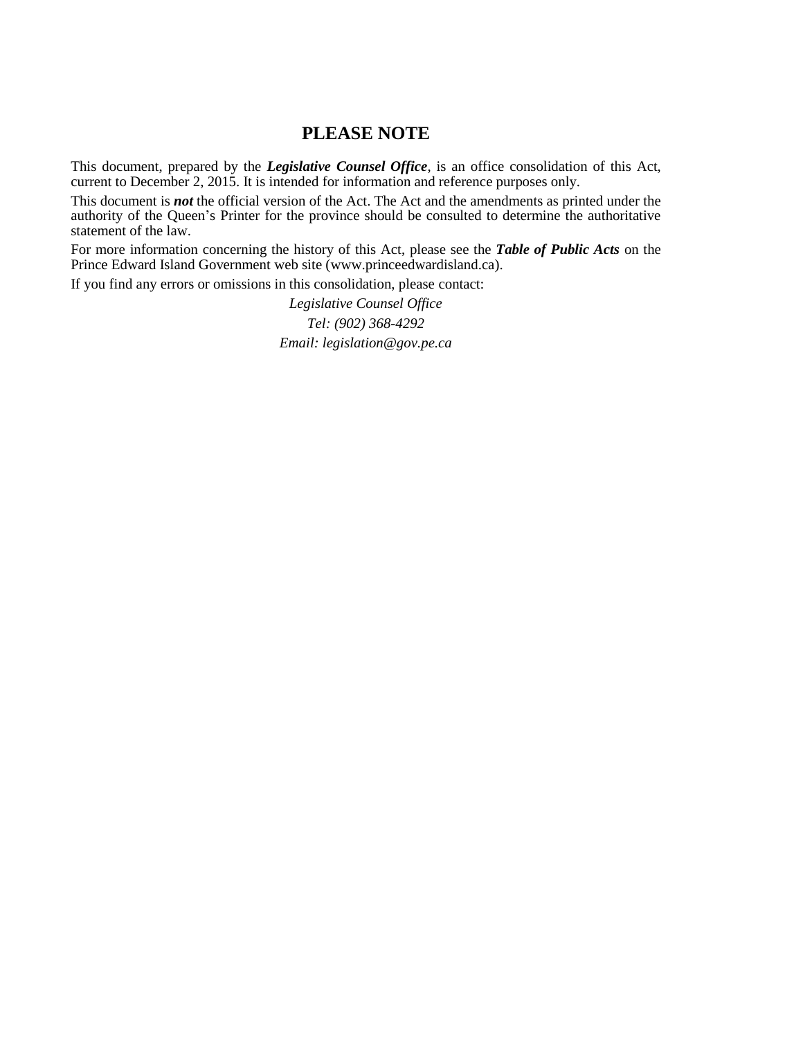## PLEASE NOTE

This document, prepared by the ***Legislative Counsel Office***, is an office consolidation of this Act, current to December 2, 2015. It is intended for information and reference purposes only.

This document is ***not*** the official version of the Act. The Act and the amendments as printed under the authority of the Queen's Printer for the province should be consulted to determine the authoritative statement of the law.

For more information concerning the history of this Act, please see the ***Table of Public Acts*** on the Prince Edward Island Government web site (www.princeedwardisland.ca).

If you find any errors or omissions in this consolidation, please contact:

*Legislative Counsel Office*
*Tel: (902) 368-4292*
*Email: legislation@gov.pe.ca*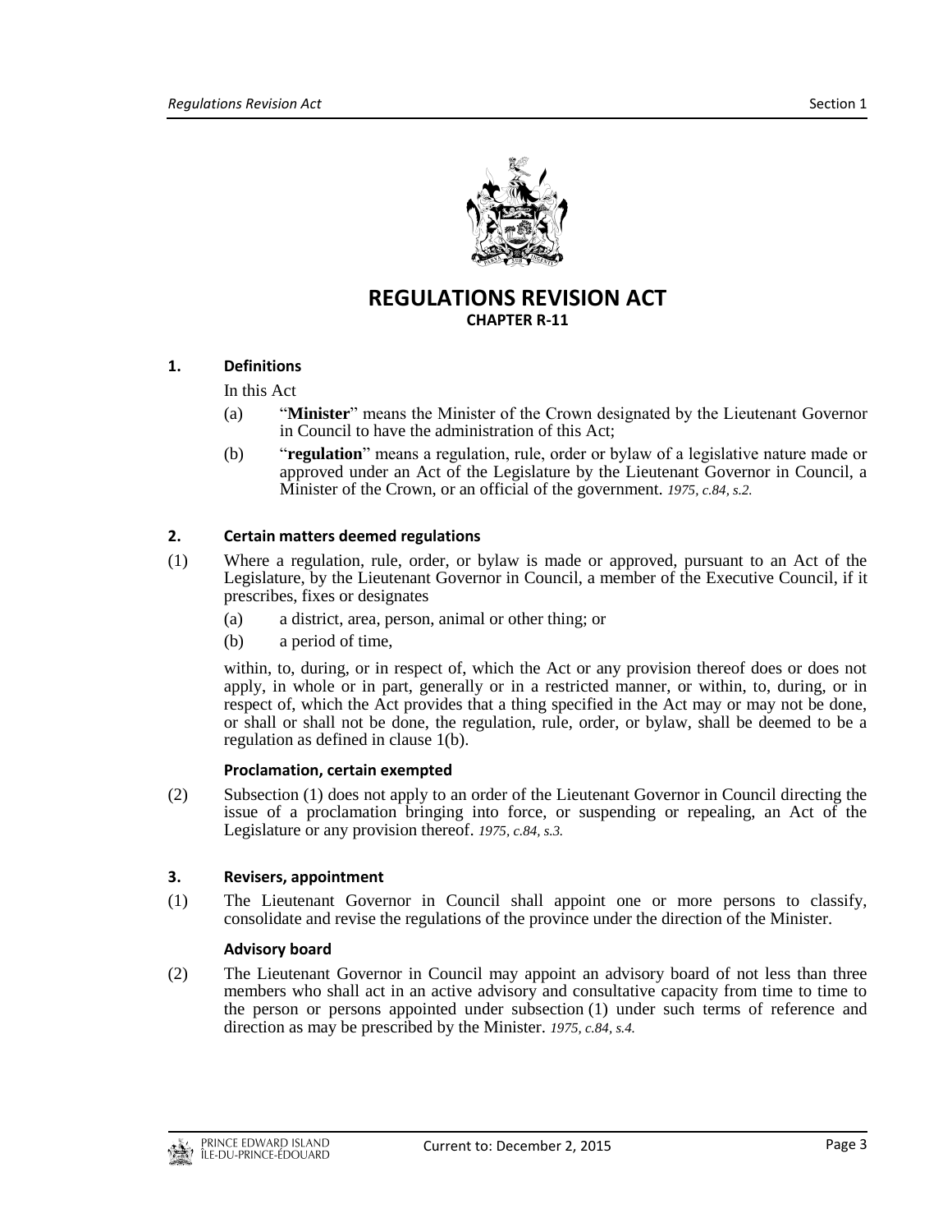# REGULATIONS REVISION ACT

**CHAPTER R-11**

### 1. Definitions

In this Act

(a) "**Minister**" means the Minister of the Crown designated by the Lieutenant Governor in Council to have the administration of this Act;

(b) "**regulation**" means a regulation, rule, order or bylaw of a legislative nature made or approved under an Act of the Legislature by the Lieutenant Governor in Council, a Minister of the Crown, or an official of the government. *1975, c.84, s.2.*

### 2. Certain matters deemed regulations

(1) Where a regulation, rule, order, or bylaw is made or approved, pursuant to an Act of the Legislature, by the Lieutenant Governor in Council, a member of the Executive Council, if it prescribes, fixes or designates

(a) a district, area, person, animal or other thing; or

(b) a period of time,

within, to, during, or in respect of, which the Act or any provision thereof does or does not apply, in whole or in part, generally or in a restricted manner, or within, to, during, or in respect of, which the Act provides that a thing specified in the Act may or may not be done, or shall or shall not be done, the regulation, rule, order, or bylaw, shall be deemed to be a regulation as defined in clause 1(b).

**Proclamation, certain exempted**

(2) Subsection (1) does not apply to an order of the Lieutenant Governor in Council directing the issue of a proclamation bringing into force, or suspending or repealing, an Act of the Legislature or any provision thereof. *1975, c.84, s.3.*

### 3. Revisers, appointment

(1) The Lieutenant Governor in Council shall appoint one or more persons to classify, consolidate and revise the regulations of the province under the direction of the Minister.

**Advisory board**

(2) The Lieutenant Governor in Council may appoint an advisory board of not less than three members who shall act in an active advisory and consultative capacity from time to time to the person or persons appointed under subsection (1) under such terms of reference and direction as may be prescribed by the Minister. *1975, c.84, s.4.*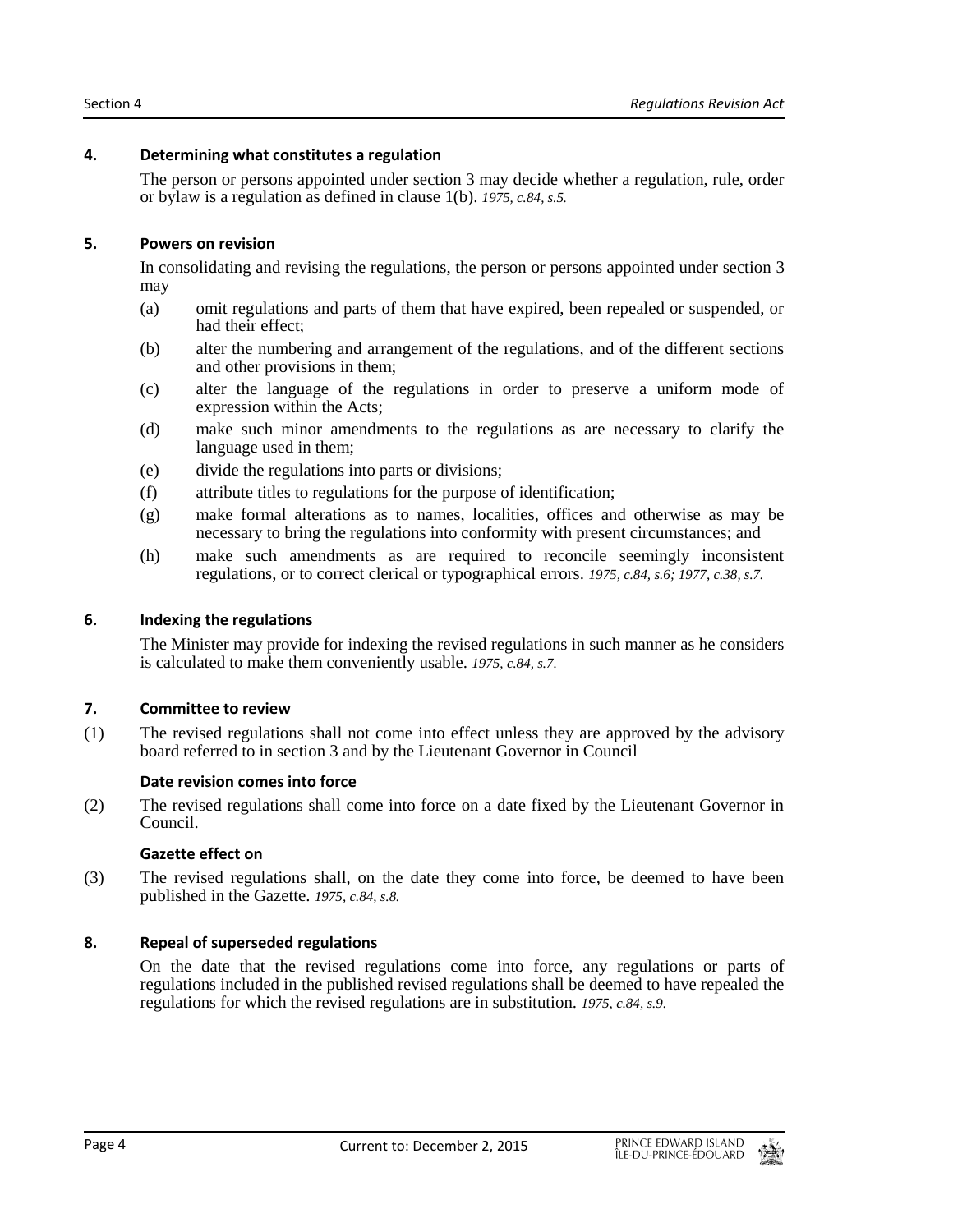## 4. Determining what constitutes a regulation

The person or persons appointed under section 3 may decide whether a regulation, rule, order or bylaw is a regulation as defined in clause 1(b). *1975, c.84, s.5.*

## 5. Powers on revision

In consolidating and revising the regulations, the person or persons appointed under section 3 may

(a) omit regulations and parts of them that have expired, been repealed or suspended, or had their effect;

(b) alter the numbering and arrangement of the regulations, and of the different sections and other provisions in them;

(c) alter the language of the regulations in order to preserve a uniform mode of expression within the Acts;

(d) make such minor amendments to the regulations as are necessary to clarify the language used in them;

(e) divide the regulations into parts or divisions;

(f) attribute titles to regulations for the purpose of identification;

(g) make formal alterations as to names, localities, offices and otherwise as may be necessary to bring the regulations into conformity with present circumstances; and

(h) make such amendments as are required to reconcile seemingly inconsistent regulations, or to correct clerical or typographical errors. *1975, c.84, s.6; 1977, c.38, s.7.*

## 6. Indexing the regulations

The Minister may provide for indexing the revised regulations in such manner as he considers is calculated to make them conveniently usable. *1975, c.84, s.7.*

## 7. Committee to review

(1) The revised regulations shall not come into effect unless they are approved by the advisory board referred to in section 3 and by the Lieutenant Governor in Council

**Date revision comes into force**

(2) The revised regulations shall come into force on a date fixed by the Lieutenant Governor in Council.

**Gazette effect on**

(3) The revised regulations shall, on the date they come into force, be deemed to have been published in the Gazette. *1975, c.84, s.8.*

## 8. Repeal of superseded regulations

On the date that the revised regulations come into force, any regulations or parts of regulations included in the published revised regulations shall be deemed to have repealed the regulations for which the revised regulations are in substitution. *1975, c.84, s.9.*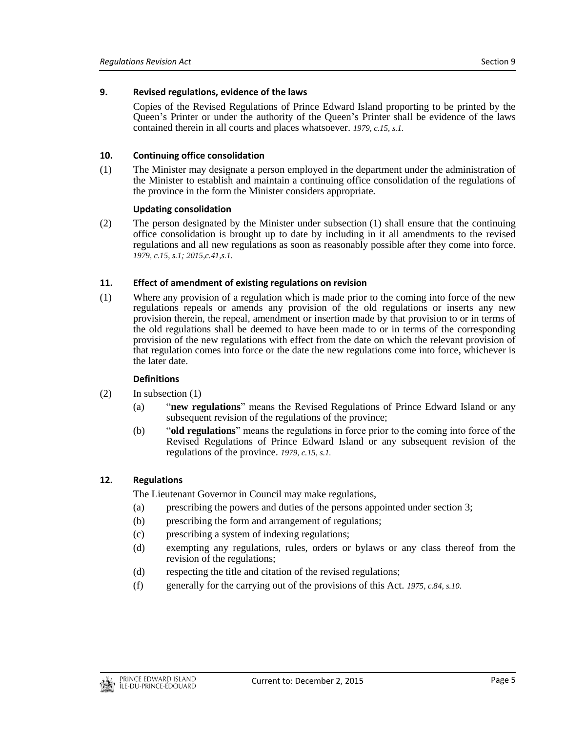## 9. Revised regulations, evidence of the laws

Copies of the Revised Regulations of Prince Edward Island proporting to be printed by the Queen's Printer or under the authority of the Queen's Printer shall be evidence of the laws contained therein in all courts and places whatsoever. *1979, c.15, s.1.*

## 10. Continuing office consolidation

(1) The Minister may designate a person employed in the department under the administration of the Minister to establish and maintain a continuing office consolidation of the regulations of the province in the form the Minister considers appropriate.

### Updating consolidation

(2) The person designated by the Minister under subsection (1) shall ensure that the continuing office consolidation is brought up to date by including in it all amendments to the revised regulations and all new regulations as soon as reasonably possible after they come into force. *1979, c.15, s.1; 2015,c.41,s.1.*

## 11. Effect of amendment of existing regulations on revision

(1) Where any provision of a regulation which is made prior to the coming into force of the new regulations repeals or amends any provision of the old regulations or inserts any new provision therein, the repeal, amendment or insertion made by that provision to or in terms of the old regulations shall be deemed to have been made to or in terms of the corresponding provision of the new regulations with effect from the date on which the relevant provision of that regulation comes into force or the date the new regulations come into force, whichever is the later date.

### Definitions

(2) In subsection (1)

- (a) "**new regulations**" means the Revised Regulations of Prince Edward Island or any subsequent revision of the regulations of the province;
- (b) "**old regulations**" means the regulations in force prior to the coming into force of the Revised Regulations of Prince Edward Island or any subsequent revision of the regulations of the province. *1979, c.15, s.1.*

## 12. Regulations

The Lieutenant Governor in Council may make regulations,

- (a) prescribing the powers and duties of the persons appointed under section 3;
- (b) prescribing the form and arrangement of regulations;
- (c) prescribing a system of indexing regulations;
- (d) exempting any regulations, rules, orders or bylaws or any class thereof from the revision of the regulations;
- (d) respecting the title and citation of the revised regulations;
- (f) generally for the carrying out of the provisions of this Act. *1975, c.84, s.10.*